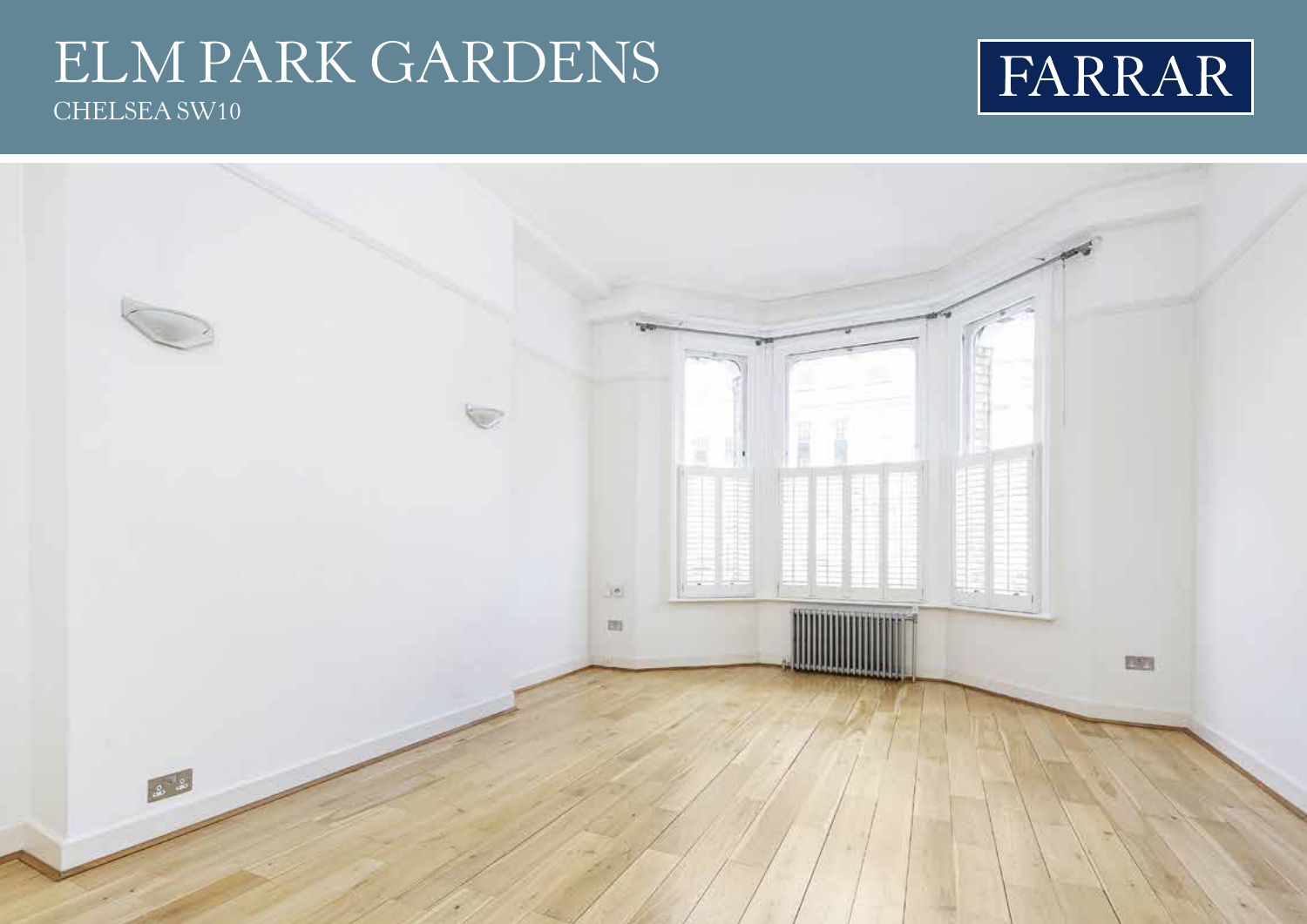# ELM PARK GARDENS

CHELSEA SW10

FARRAR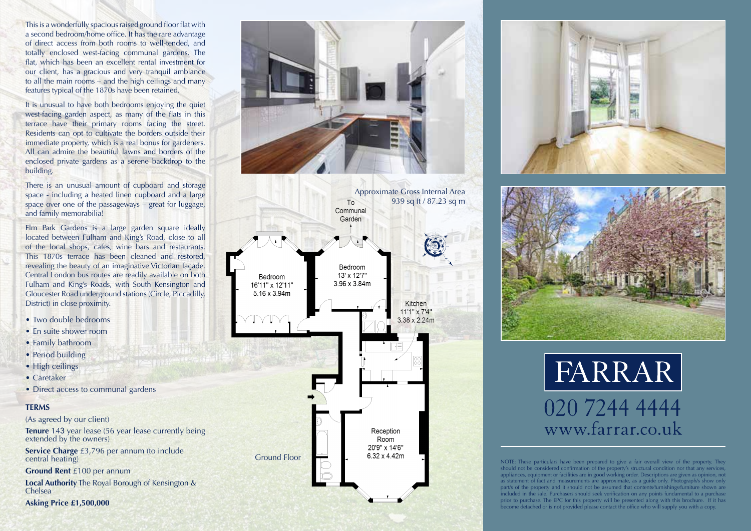This is a wonderfully spacious raised ground floor flat with a second bedroom/home office. It has the rare advantage of direct access from both rooms to well-tended, and totally enclosed west-facing communal gardens. The flat, which has been an excellent rental investment for our client, has a gracious and very tranquil ambiance to all the main rooms – and the high ceilings and many features typical of the 1870s have been retained.

It is unusual to have both bedrooms enjoying the quiet west-facing garden aspect, as many of the flats in this terrace have their primary rooms facing the street. Residents can opt to cultivate the borders outside their immediate property, which is a real bonus for gardeners. All can admire the beautiful lawns and borders of the enclosed private gardens as a serene backdrop to the building.

There is an unusual amount of cupboard and storage space - including a heated linen cupboard and a large space over one of the passageways – great for luggage, and family memorabilia!

Elm Park Gardens is a large garden square ideally located between Fulham and King's Road, close to all of the local shops, cafes, wine bars and restaurants. This 1870s terrace has been cleaned and restored, revealing the beauty of an imaginative Victorian façade. Central London bus routes are readily available on both Fulham and King's Roads, with South Kensington and Gloucester Road underground stations (Circle, Piccadilly, District) in close proximity.

- Two double bedrooms
- En suite shower room
- Family bathroom
- Period building
- High ceilings
- Caretaker
- Direct access to communal gardens

**TERMS**

(As agreed by our client)

**Tenure** 143 year lease (56 year lease currently being extended by the owners)

**Service Charge** £3,796 per annum (to include central heating)

**Ground Rent** £100 per annum

**Local Authority** The Royal Borough of Kensington & Chelsea

**Asking Price £1,500,000**

Approximate Gross Internal Area
939 sq ft / 87.23 sq m

To Communal Garden

Bedroom
16'11" x 12'11"
5.16 x 3.94m

Bedroom
13' x 12'7"
3.96 x 3.84m

Kitchen
11'1" x 7'4"
3.38 x 2.24m

Reception Room
20'9" x 14'6"
6.32 x 4.42m

Ground Floor

FARRAR

020 7244 4444
www.farrar.co.uk

NOTE: These particulars have been prepared to give a fair overall view of the property. They should not be considered confirmation of the property's structural condition nor that any services, appliances, equipment or facilities are in good working order. Descriptions are given as opinion, not as statement of fact and measurements are approximate, as a guide only. Photograph/s show only part/s of the property and it should not be assumed that contents/furnishings/furniture shown are included in the sale. Purchasers should seek verification on any points fundamental to a purchase prior to purchase. The EPC for this property will be presented along with this brochure. If it has become detached or is not provided please contact the office who will supply you with a copy.